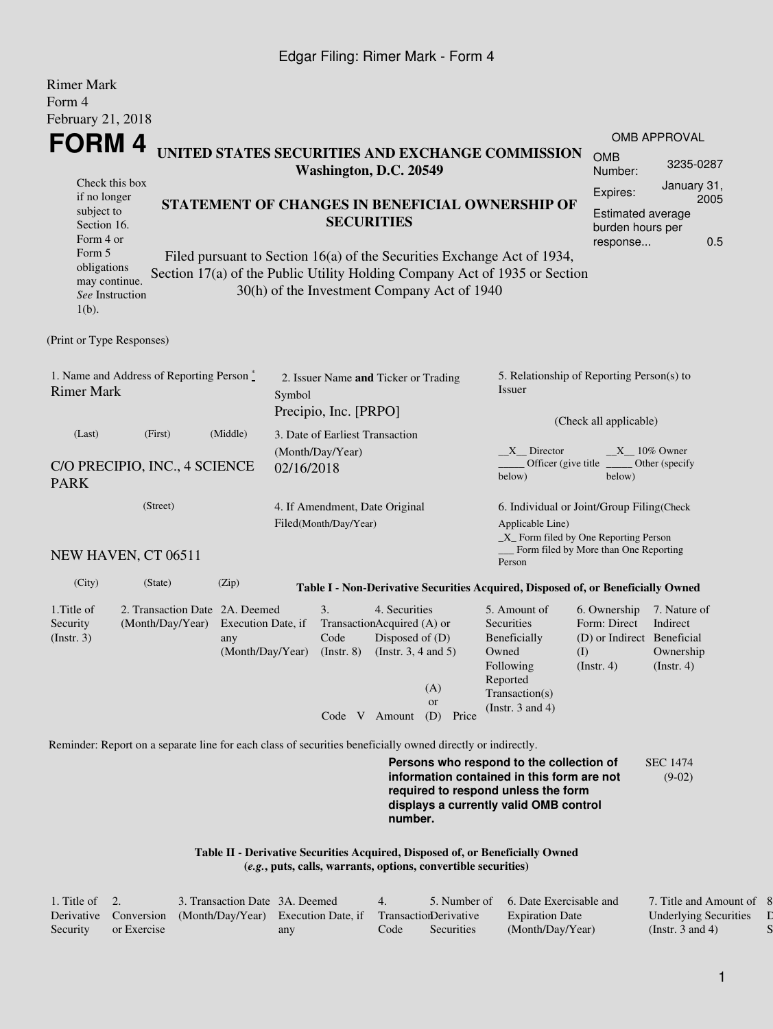Edgar Filing: Rimer Mark - Form 4

Rimer Mark
Form 4
February 21, 2018

# FORM 4

## UNITED STATES SECURITIES AND EXCHANGE COMMISSION
**Washington, D.C. 20549**

Check this box if no longer subject to Section 16. Form 4 or Form 5 obligations may continue. *See* Instruction 1(b).

## STATEMENT OF CHANGES IN BENEFICIAL OWNERSHIP OF SECURITIES

Filed pursuant to Section 16(a) of the Securities Exchange Act of 1934, Section 17(a) of the Public Utility Holding Company Act of 1935 or Section 30(h) of the Investment Company Act of 1940

| OMB APPROVAL | |
|---|---|
| OMB Number: | 3235-0287 |
| Expires: | January 31, 2005 |
| Estimated average burden hours per response... | 0.5 |

(Print or Type Responses)

1. Name and Address of Reporting Person *
Rimer Mark

(Last) (First) (Middle)

C/O PRECIPIO, INC., 4 SCIENCE PARK

(Street)

NEW HAVEN, CT 06511

(City) (State) (Zip)

2. Issuer Name **and** Ticker or Trading Symbol
Precipio, Inc. [PRPO]

3. Date of Earliest Transaction (Month/Day/Year)
02/16/2018

4. If Amendment, Date Original Filed(Month/Day/Year)

5. Relationship of Reporting Person(s) to Issuer

(Check all applicable)

__X__ Director __X__ 10% Owner
_____ Officer (give title below) _____ Other (specify below)

6. Individual or Joint/Group Filing(Check Applicable Line)
_X_ Form filed by One Reporting Person
___ Form filed by More than One Reporting Person

**Table I - Non-Derivative Securities Acquired, Disposed of, or Beneficially Owned**

| 1.Title of Security (Instr. 3) | 2. Transaction Date (Month/Day/Year) | 2A. Deemed Execution Date, if any (Month/Day/Year) | 3. Transaction Code (Instr. 8) | | 4. Securities Acquired (A) or Disposed of (D) (Instr. 3, 4 and 5) | | | 5. Amount of Securities Beneficially Owned Following Reported Transaction(s) (Instr. 3 and 4) | 6. Ownership Form: Direct (D) or Indirect (I) (Instr. 4) | 7. Nature of Indirect Beneficial Ownership (Instr. 4) |
|---|---|---|---|---|---|---|---|---|---|---|
| | | | Code | V | Amount | (A) or (D) | Price | | | |

Reminder: Report on a separate line for each class of securities beneficially owned directly or indirectly.

**Persons who respond to the collection of information contained in this form are not required to respond unless the form displays a currently valid OMB control number.**

SEC 1474 (9-02)

**Table II - Derivative Securities Acquired, Disposed of, or Beneficially Owned**
**(*e.g.*, puts, calls, warrants, options, convertible securities)**

| 1. Title of Derivative Security | 2. Conversion or Exercise | 3. Transaction Date (Month/Day/Year) | 3A. Deemed Execution Date, if any | 4. Transaction Code | 5. Number of Derivative Securities | 6. Date Exercisable and Expiration Date (Month/Day/Year) | 7. Title and Amount of Underlying Securities (Instr. 3 and 4) | 8. D S |
|---|---|---|---|---|---|---|---|---|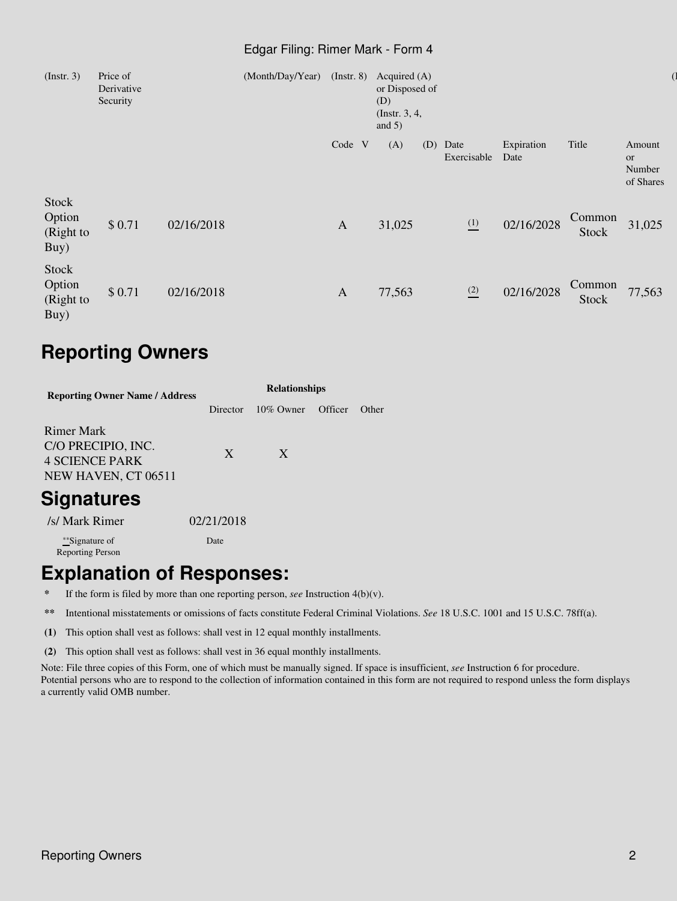| (Instr. 3) | Price of Derivative Security | | (Month/Day/Year) | (Instr. 8) | | Acquired (A) or Disposed of (D) (Instr. 3, 4, and 5) | | | | | |
|---|---|---|---|---|---|---|---|---|---|---|---|
| | | | | Code | V | (A) | (D) | Date Exercisable | Expiration Date | Title | Amount or Number of Shares |
| Stock Option (Right to Buy) | $ 0.71 | 02/16/2018 | | A | | 31,025 | | (1) | 02/16/2028 | Common Stock | 31,025 |
| Stock Option (Right to Buy) | $ 0.71 | 02/16/2018 | | A | | 77,563 | | (2) | 02/16/2028 | Common Stock | 77,563 |

# Reporting Owners

| Reporting Owner Name / Address | Relationships | | | |
|---|---|---|---|---|
| | Director | 10% Owner | Officer | Other |
| Rimer Mark<br>C/O PRECIPIO, INC.<br>4 SCIENCE PARK<br>NEW HAVEN, CT 06511 | X | X | | |

# Signatures

| /s/ Mark Rimer | 02/21/2018 |
|---|---|
| **Signature of Reporting Person | Date |

# Explanation of Responses:

- \* If the form is filed by more than one reporting person, *see* Instruction 4(b)(v).
- ** Intentional misstatements or omissions of facts constitute Federal Criminal Violations. *See* 18 U.S.C. 1001 and 15 U.S.C. 78ff(a).
- **(1)** This option shall vest as follows: shall vest in 12 equal monthly installments.
- **(2)** This option shall vest as follows: shall vest in 36 equal monthly installments.

Note: File three copies of this Form, one of which must be manually signed. If space is insufficient, *see* Instruction 6 for procedure.
Potential persons who are to respond to the collection of information contained in this form are not required to respond unless the form displays a currently valid OMB number.